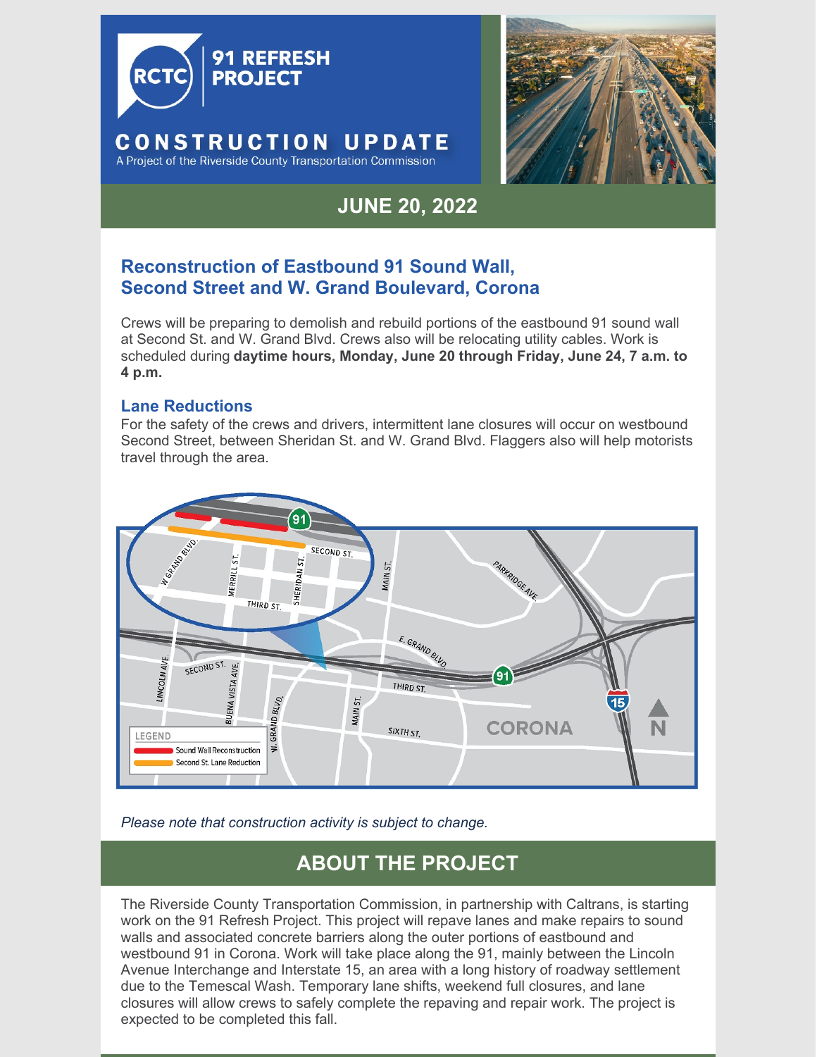# 91 REFRESH PROJECT

## CONSTRUCTION UPDATE

A Project of the Riverside County Transportation Commission

## JUNE 20, 2022

### Reconstruction of Eastbound 91 Sound Wall, Second Street and W. Grand Boulevard, Corona

Crews will be preparing to demolish and rebuild portions of the eastbound 91 sound wall at Second St. and W. Grand Blvd. Crews also will be relocating utility cables. Work is scheduled during **daytime hours, Monday, June 20 through Friday, June 24, 7 a.m. to 4 p.m.**

### Lane Reductions

For the safety of the crews and drivers, intermittent lane closures will occur on westbound Second Street, between Sheridan St. and W. Grand Blvd. Flaggers also will help motorists travel through the area.

*Please note that construction activity is subject to change.*

## ABOUT THE PROJECT

The Riverside County Transportation Commission, in partnership with Caltrans, is starting work on the 91 Refresh Project. This project will repave lanes and make repairs to sound walls and associated concrete barriers along the outer portions of eastbound and westbound 91 in Corona. Work will take place along the 91, mainly between the Lincoln Avenue Interchange and Interstate 15, an area with a long history of roadway settlement due to the Temescal Wash. Temporary lane shifts, weekend full closures, and lane closures will allow crews to safely complete the repaving and repair work. The project is expected to be completed this fall.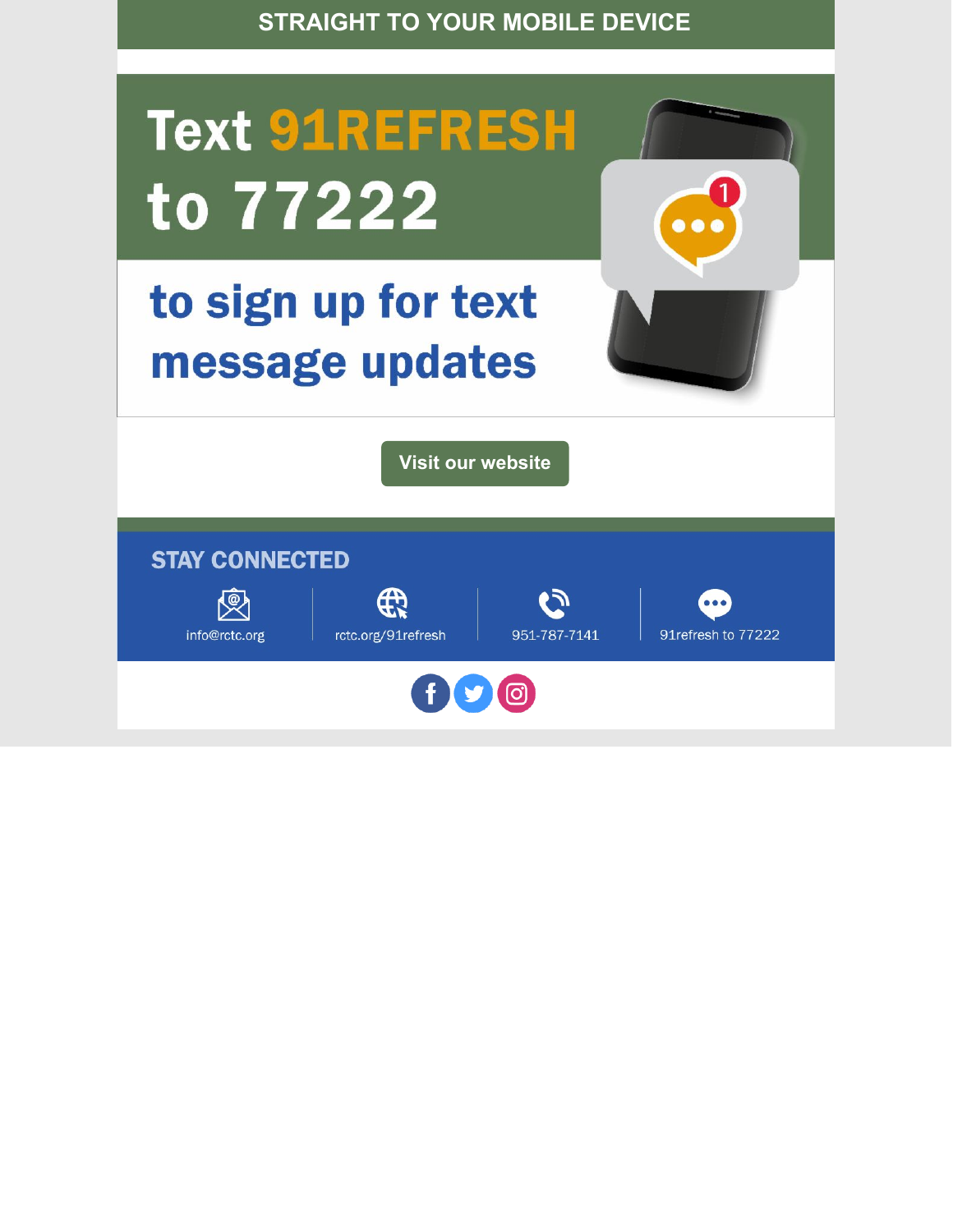## STRAIGHT TO YOUR MOBILE DEVICE

# Text 91REFRESH to 77222

## to sign up for text message updates

**Visit our website**

### STAY CONNECTED

info@rctc.org | rctc.org/91refresh | 951-787-7141 | 91refresh to 77222